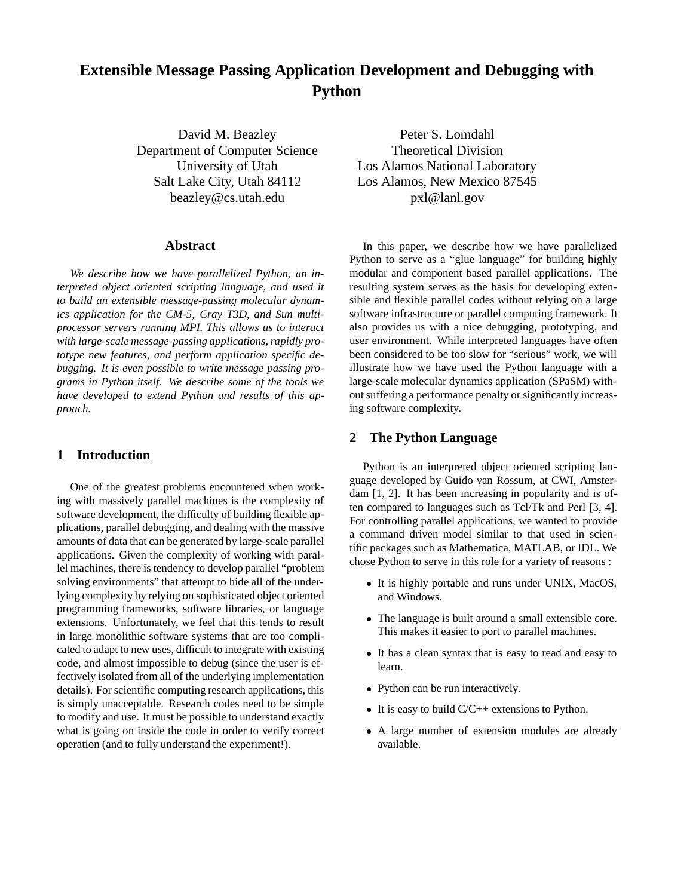# Extensible Message Passing Application Development and Debugging with Python

David M. Beazley
Department of Computer Science
University of Utah
Salt Lake City, Utah 84112
beazley@cs.utah.edu

Peter S. Lomdahl
Theoretical Division
Los Alamos National Laboratory
Los Alamos, New Mexico 87545
pxl@lanl.gov

## Abstract

*We describe how we have parallelized Python, an interpreted object oriented scripting language, and used it to build an extensible message-passing molecular dynamics application for the CM-5, Cray T3D, and Sun multiprocessor servers running MPI. This allows us to interact with large-scale message-passing applications, rapidly prototype new features, and perform application specific debugging. It is even possible to write message passing programs in Python itself. We describe some of the tools we have developed to extend Python and results of this approach.*

## 1 Introduction

One of the greatest problems encountered when working with massively parallel machines is the complexity of software development, the difficulty of building flexible applications, parallel debugging, and dealing with the massive amounts of data that can be generated by large-scale parallel applications. Given the complexity of working with parallel machines, there is tendency to develop parallel "problem solving environments" that attempt to hide all of the underlying complexity by relying on sophisticated object oriented programming frameworks, software libraries, or language extensions. Unfortunately, we feel that this tends to result in large monolithic software systems that are too complicated to adapt to new uses, difficult to integrate with existing code, and almost impossible to debug (since the user is effectively isolated from all of the underlying implementation details). For scientific computing research applications, this is simply unacceptable. Research codes need to be simple to modify and use. It must be possible to understand exactly what is going on inside the code in order to verify correct operation (and to fully understand the experiment!).

In this paper, we describe how we have parallelized Python to serve as a "glue language" for building highly modular and component based parallel applications. The resulting system serves as the basis for developing extensible and flexible parallel codes without relying on a large software infrastructure or parallel computing framework. It also provides us with a nice debugging, prototyping, and user environment. While interpreted languages have often been considered to be too slow for "serious" work, we will illustrate how we have used the Python language with a large-scale molecular dynamics application (SPaSM) without suffering a performance penalty or significantly increasing software complexity.

## 2 The Python Language

Python is an interpreted object oriented scripting language developed by Guido van Rossum, at CWI, Amsterdam [1, 2]. It has been increasing in popularity and is often compared to languages such as Tcl/Tk and Perl [3, 4]. For controlling parallel applications, we wanted to provide a command driven model similar to that used in scientific packages such as Mathematica, MATLAB, or IDL. We chose Python to serve in this role for a variety of reasons :

- It is highly portable and runs under UNIX, MacOS, and Windows.
- The language is built around a small extensible core. This makes it easier to port to parallel machines.
- It has a clean syntax that is easy to read and easy to learn.
- Python can be run interactively.
- It is easy to build C/C++ extensions to Python.
- A large number of extension modules are already available.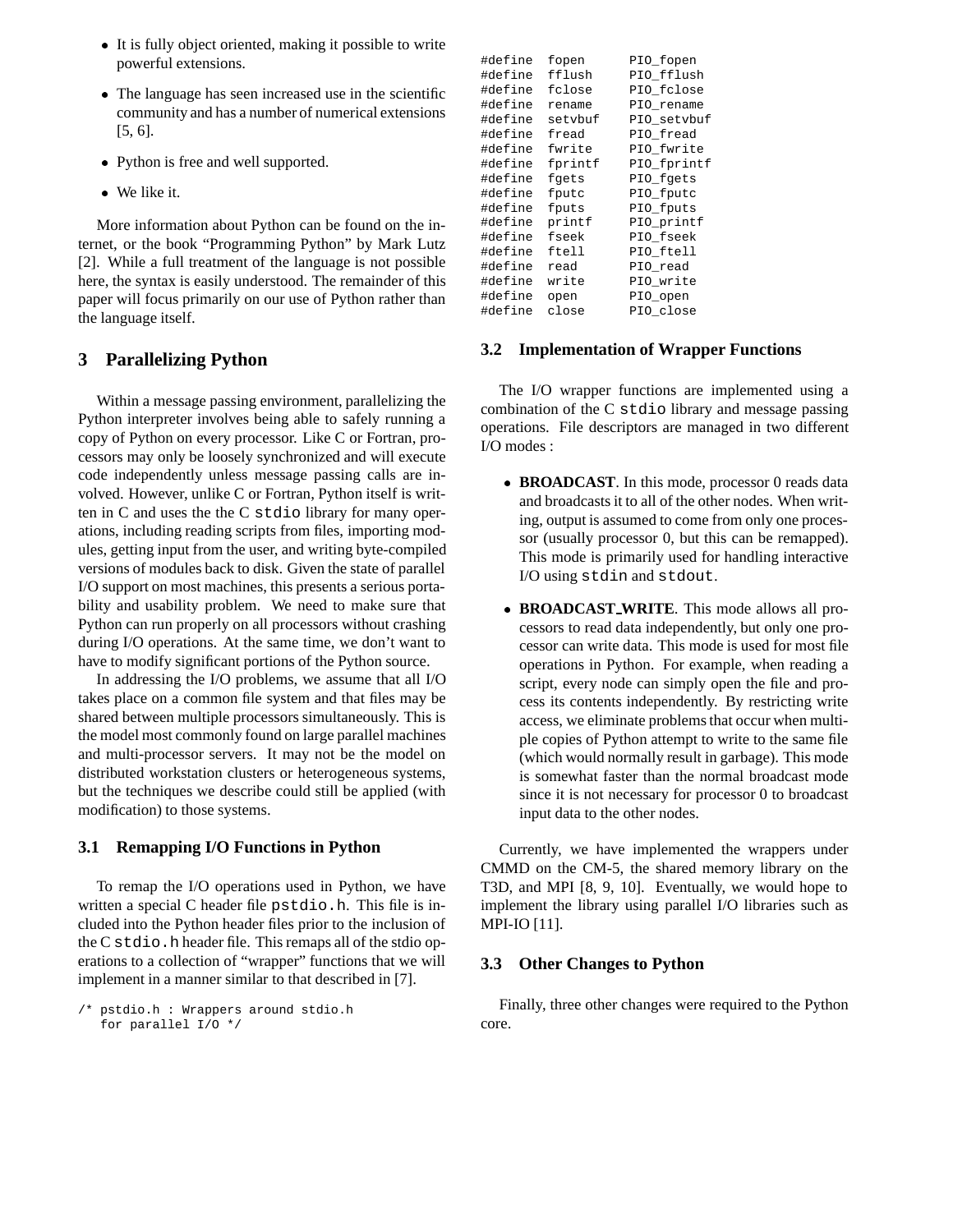- It is fully object oriented, making it possible to write powerful extensions.
- The language has seen increased use in the scientific community and has a number of numerical extensions [5, 6].
- Python is free and well supported.
- We like it.

More information about Python can be found on the internet, or the book "Programming Python" by Mark Lutz [2]. While a full treatment of the language is not possible here, the syntax is easily understood. The remainder of this paper will focus primarily on our use of Python rather than the language itself.

## 3 Parallelizing Python

Within a message passing environment, parallelizing the Python interpreter involves being able to safely running a copy of Python on every processor. Like C or Fortran, processors may only be loosely synchronized and will execute code independently unless message passing calls are involved. However, unlike C or Fortran, Python itself is written in C and uses the the C `stdio` library for many operations, including reading scripts from files, importing modules, getting input from the user, and writing byte-compiled versions of modules back to disk. Given the state of parallel I/O support on most machines, this presents a serious portability and usability problem. We need to make sure that Python can run properly on all processors without crashing during I/O operations. At the same time, we don't want to have to modify significant portions of the Python source.

In addressing the I/O problems, we assume that all I/O takes place on a common file system and that files may be shared between multiple processors simultaneously. This is the model most commonly found on large parallel machines and multi-processor servers. It may not be the model on distributed workstation clusters or heterogeneous systems, but the techniques we describe could still be applied (with modification) to those systems.

### 3.1 Remapping I/O Functions in Python

To remap the I/O operations used in Python, we have written a special C header file `pstdio.h`. This file is included into the Python header files prior to the inclusion of the C `stdio.h` header file. This remaps all of the stdio operations to a collection of "wrapper" functions that we will implement in a manner similar to that described in [7].

```
/* pstdio.h : Wrappers around stdio.h
   for parallel I/O */

#define  fopen      PIO_fopen
#define  fflush     PIO_fflush
#define  fclose     PIO_fclose
#define  rename     PIO_rename
#define  setvbuf    PIO_setvbuf
#define  fread      PIO_fread
#define  fwrite     PIO_fwrite
#define  fprintf    PIO_fprintf
#define  fgets      PIO_fgets
#define  fputc      PIO_fputc
#define  fputs      PIO_fputs
#define  printf     PIO_printf
#define  fseek      PIO_fseek
#define  ftell      PIO_ftell
#define  read       PIO_read
#define  write      PIO_write
#define  open       PIO_open
#define  close      PIO_close
```

### 3.2 Implementation of Wrapper Functions

The I/O wrapper functions are implemented using a combination of the C `stdio` library and message passing operations. File descriptors are managed in two different I/O modes :

- **BROADCAST**. In this mode, processor 0 reads data and broadcasts it to all of the other nodes. When writing, output is assumed to come from only one processor (usually processor 0, but this can be remapped). This mode is primarily used for handling interactive I/O using `stdin` and `stdout`.
- **BROADCAST_WRITE**. This mode allows all processors to read data independently, but only one processor can write data. This mode is used for most file operations in Python. For example, when reading a script, every node can simply open the file and process its contents independently. By restricting write access, we eliminate problems that occur when multiple copies of Python attempt to write to the same file (which would normally result in garbage). This mode is somewhat faster than the normal broadcast mode since it is not necessary for processor 0 to broadcast input data to the other nodes.

Currently, we have implemented the wrappers under CMMD on the CM-5, the shared memory library on the T3D, and MPI [8, 9, 10]. Eventually, we would hope to implement the library using parallel I/O libraries such as MPI-IO [11].

### 3.3 Other Changes to Python

Finally, three other changes were required to the Python core.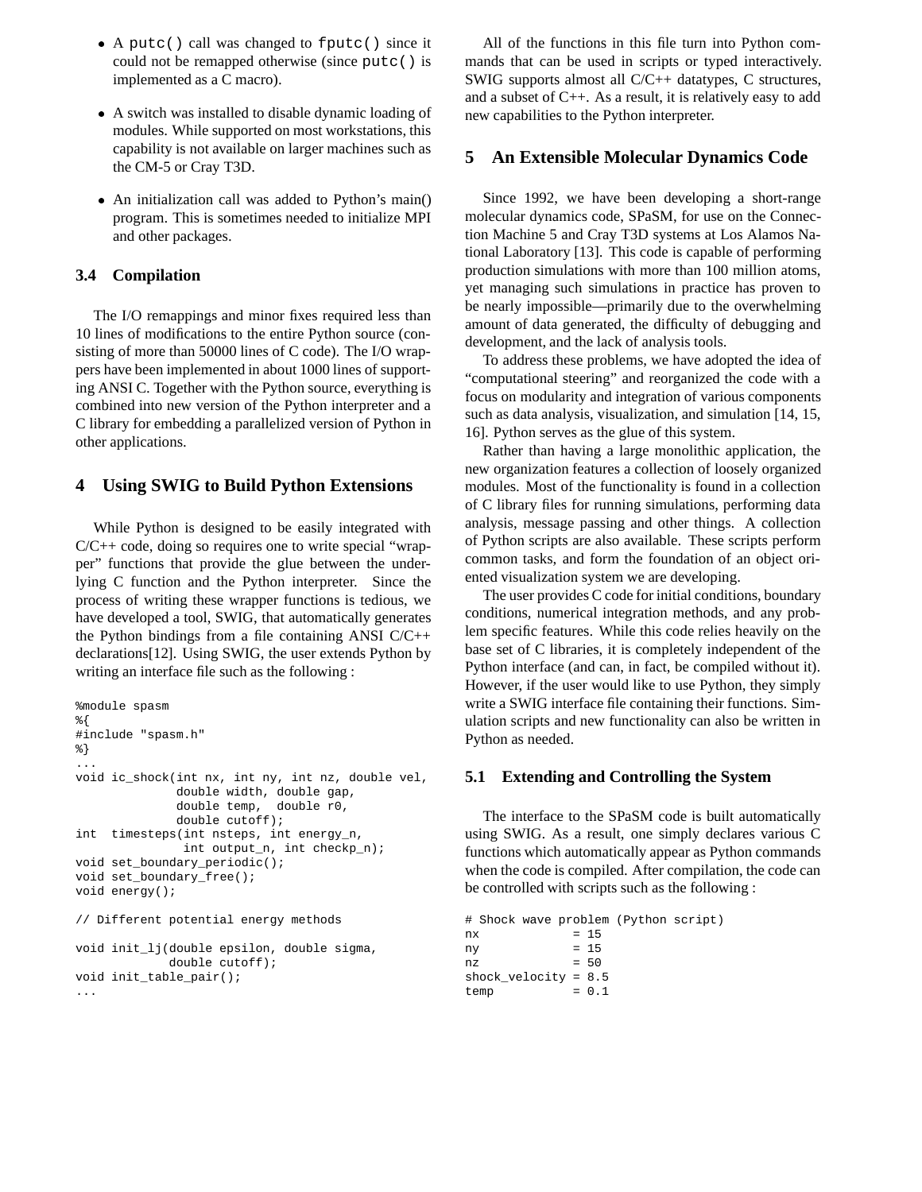- A `putc()` call was changed to `fputc()` since it could not be remapped otherwise (since `putc()` is implemented as a C macro).

- A switch was installed to disable dynamic loading of modules. While supported on most workstations, this capability is not available on larger machines such as the CM-5 or Cray T3D.

- An initialization call was added to Python's main() program. This is sometimes needed to initialize MPI and other packages.

### 3.4 Compilation

The I/O remappings and minor fixes required less than 10 lines of modifications to the entire Python source (consisting of more than 50000 lines of C code). The I/O wrappers have been implemented in about 1000 lines of supporting ANSI C. Together with the Python source, everything is combined into new version of the Python interpreter and a C library for embedding a parallelized version of Python in other applications.

## 4 Using SWIG to Build Python Extensions

While Python is designed to be easily integrated with C/C++ code, doing so requires one to write special "wrapper" functions that provide the glue between the underlying C function and the Python interpreter. Since the process of writing these wrapper functions is tedious, we have developed a tool, SWIG, that automatically generates the Python bindings from a file containing ANSI C/C++ declarations[12]. Using SWIG, the user extends Python by writing an interface file such as the following :

```
%module spasm
%{
#include "spasm.h"
%}
...
void ic_shock(int nx, int ny, int nz, double vel,
              double width, double gap,
              double temp,  double r0,
              double cutoff);
int  timesteps(int nsteps, int energy_n,
               int output_n, int checkp_n);
void set_boundary_periodic();
void set_boundary_free();
void energy();

// Different potential energy methods

void init_lj(double epsilon, double sigma,
             double cutoff);
void init_table_pair();
...
```

All of the functions in this file turn into Python commands that can be used in scripts or typed interactively. SWIG supports almost all C/C++ datatypes, C structures, and a subset of C++. As a result, it is relatively easy to add new capabilities to the Python interpreter.

## 5 An Extensible Molecular Dynamics Code

Since 1992, we have been developing a short-range molecular dynamics code, SPaSM, for use on the Connection Machine 5 and Cray T3D systems at Los Alamos National Laboratory [13]. This code is capable of performing production simulations with more than 100 million atoms, yet managing such simulations in practice has proven to be nearly impossible—primarily due to the overwhelming amount of data generated, the difficulty of debugging and development, and the lack of analysis tools.

To address these problems, we have adopted the idea of "computational steering" and reorganized the code with a focus on modularity and integration of various components such as data analysis, visualization, and simulation [14, 15, 16]. Python serves as the glue of this system.

Rather than having a large monolithic application, the new organization features a collection of loosely organized modules. Most of the functionality is found in a collection of C library files for running simulations, performing data analysis, message passing and other things. A collection of Python scripts are also available. These scripts perform common tasks, and form the foundation of an object oriented visualization system we are developing.

The user provides C code for initial conditions, boundary conditions, numerical integration methods, and any problem specific features. While this code relies heavily on the base set of C libraries, it is completely independent of the Python interface (and can, in fact, be compiled without it). However, if the user would like to use Python, they simply write a SWIG interface file containing their functions. Simulation scripts and new functionality can also be written in Python as needed.

### 5.1 Extending and Controlling the System

The interface to the SPaSM code is built automatically using SWIG. As a result, one simply declares various C functions which automatically appear as Python commands when the code is compiled. After compilation, the code can be controlled with scripts such as the following :

```
# Shock wave problem (Python script)
nx             = 15
ny             = 15
nz             = 50
shock_velocity = 8.5
temp           = 0.1
```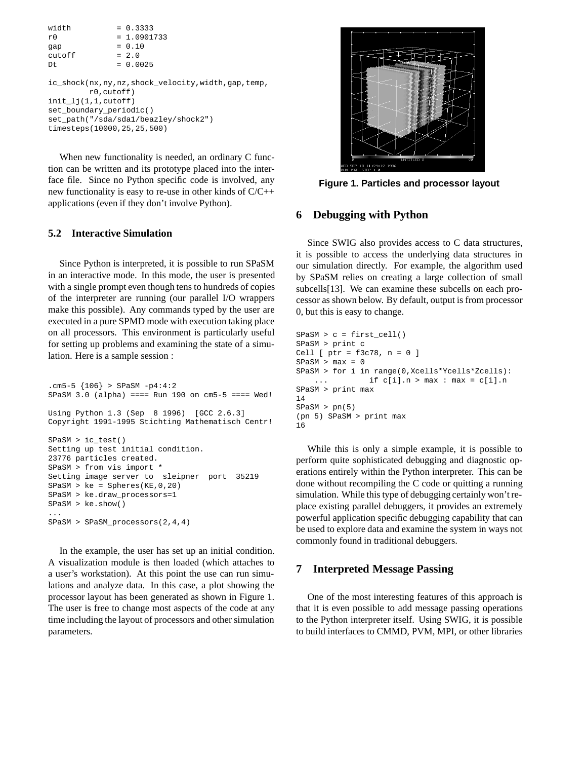```
width          = 0.3333
r0             = 1.0901733
gap            = 0.10
cutoff         = 2.0
Dt             = 0.0025

ic_shock(nx,ny,nz,shock_velocity,width,gap,temp,
         r0,cutoff)
init_lj(1,1,cutoff)
set_boundary_periodic()
set_path("/sda/sda1/beazley/shock2")
timesteps(10000,25,25,500)
```

When new functionality is needed, an ordinary C function can be written and its prototype placed into the interface file. Since no Python specific code is involved, any new functionality is easy to re-use in other kinds of C/C++ applications (even if they don't involve Python).

### 5.2 Interactive Simulation

Since Python is interpreted, it is possible to run SPaSM in an interactive mode. In this mode, the user is presented with a single prompt even though tens to hundreds of copies of the interpreter are running (our parallel I/O wrappers make this possible). Any commands typed by the user are executed in a pure SPMD mode with execution taking place on all processors. This environment is particularly useful for setting up problems and examining the state of a simulation. Here is a sample session :

```
.cm5-5 {106} > SPaSM -p4:4:2
SPaSM 3.0 (alpha) ==== Run 190 on cm5-5 ==== Wed!

Using Python 1.3 (Sep  8 1996)  [GCC 2.6.3]
Copyright 1991-1995 Stichting Mathematisch Centr!

SPaSM > ic_test()
Setting up test initial condition.
23776 particles created.
SPaSM > from vis import *
Setting image server to  sleipner  port  35219
SPaSM > ke = Spheres(KE,0,20)
SPaSM > ke.draw_processors=1
SPaSM > ke.show()
...
SPaSM > SPaSM_processors(2,4,4)
```

In the example, the user has set up an initial condition. A visualization module is then loaded (which attaches to a user's workstation). At this point the use can run simulations and analyze data. In this case, a plot showing the processor layout has been generated as shown in Figure 1. The user is free to change most aspects of the code at any time including the layout of processors and other simulation parameters.

**Figure 1. Particles and processor layout**

## 6 Debugging with Python

Since SWIG also provides access to C data structures, it is possible to access the underlying data structures in our simulation directly. For example, the algorithm used by SPaSM relies on creating a large collection of small subcells[13]. We can examine these subcells on each processor as shown below. By default, output is from processor 0, but this is easy to change.

```
SPaSM > c = first_cell()
SPaSM > print c
Cell [ ptr = f3c78, n = 0 ]
SPaSM > max = 0
SPaSM > for i in range(0,Xcells*Ycells*Zcells):
    ...         if c[i].n > max : max = c[i].n
SPaSM > print max
14
SPaSM > pn(5)
(pn 5) SPaSM > print max
16
```

While this is only a simple example, it is possible to perform quite sophisticated debugging and diagnostic operations entirely within the Python interpreter. This can be done without recompiling the C code or quitting a running simulation. While this type of debugging certainly won't replace existing parallel debuggers, it provides an extremely powerful application specific debugging capability that can be used to explore data and examine the system in ways not commonly found in traditional debuggers.

## 7 Interpreted Message Passing

One of the most interesting features of this approach is that it is even possible to add message passing operations to the Python interpreter itself. Using SWIG, it is possible to build interfaces to CMMD, PVM, MPI, or other libraries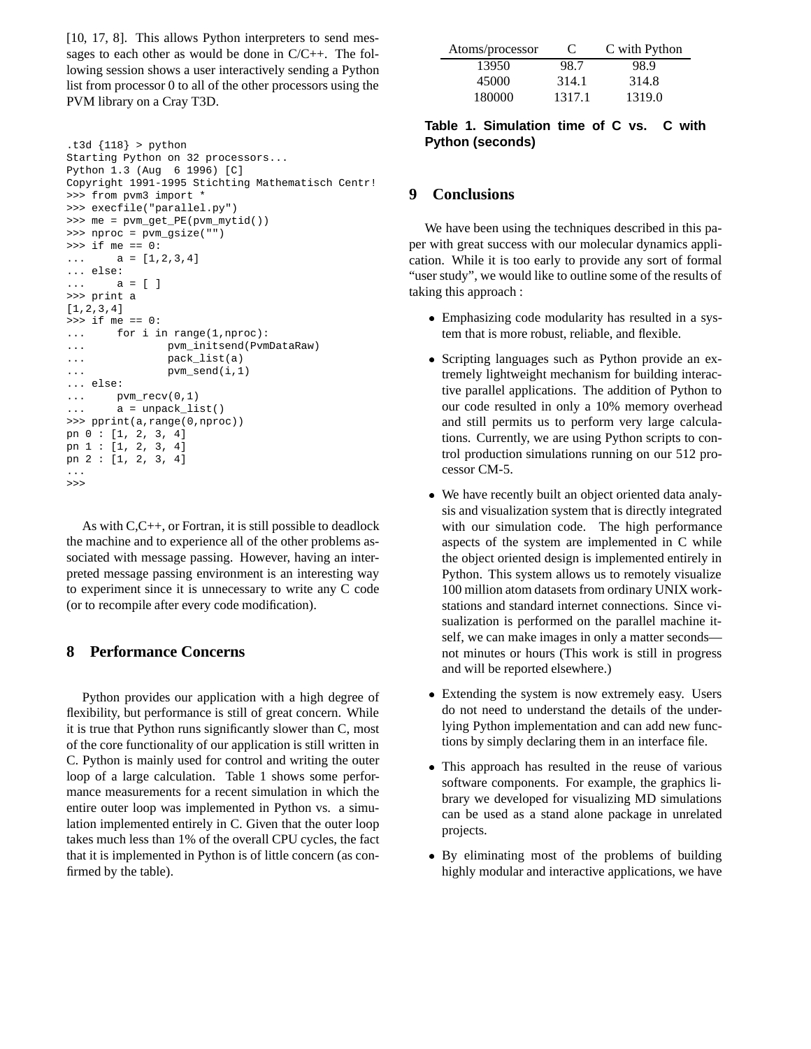[10, 17, 8]. This allows Python interpreters to send messages to each other as would be done in C/C++. The following session shows a user interactively sending a Python list from processor 0 to all of the other processors using the PVM library on a Cray T3D.

```
.t3d {118} > python
Starting Python on 32 processors...
Python 1.3 (Aug  6 1996) [C]
Copyright 1991-1995 Stichting Mathematisch Centr!
>>> from pvm3 import *
>>> execfile("parallel.py")
>>> me = pvm_get_PE(pvm_mytid())
>>> nproc = pvm_gsize("")
>>> if me == 0:
...     a = [1,2,3,4]
... else:
...     a = [ ]
>>> print a
[1,2,3,4]
>>> if me == 0:
...     for i in range(1,nproc):
...             pvm_initsend(PvmDataRaw)
...             pack_list(a)
...             pvm_send(i,1)
... else:
...     pvm_recv(0,1)
...     a = unpack_list()
>>> pprint(a,range(0,nproc))
pn 0 : [1, 2, 3, 4]
pn 1 : [1, 2, 3, 4]
pn 2 : [1, 2, 3, 4]
...
>>>
```

As with C,C++, or Fortran, it is still possible to deadlock the machine and to experience all of the other problems associated with message passing. However, having an interpreted message passing environment is an interesting way to experiment since it is unnecessary to write any C code (or to recompile after every code modification).

## 8 Performance Concerns

Python provides our application with a high degree of flexibility, but performance is still of great concern. While it is true that Python runs significantly slower than C, most of the core functionality of our application is still written in C. Python is mainly used for control and writing the outer loop of a large calculation. Table 1 shows some performance measurements for a recent simulation in which the entire outer loop was implemented in Python vs. a simulation implemented entirely in C. Given that the outer loop takes much less than 1% of the overall CPU cycles, the fact that it is implemented in Python is of little concern (as confirmed by the table).

| Atoms/processor | C | C with Python |
|---|---|---|
| 13950 | 98.7 | 98.9 |
| 45000 | 314.1 | 314.8 |
| 180000 | 1317.1 | 1319.0 |

**Table 1. Simulation time of C vs. C with Python (seconds)**

## 9 Conclusions

We have been using the techniques described in this paper with great success with our molecular dynamics application. While it is too early to provide any sort of formal "user study", we would like to outline some of the results of taking this approach :

- Emphasizing code modularity has resulted in a system that is more robust, reliable, and flexible.
- Scripting languages such as Python provide an extremely lightweight mechanism for building interactive parallel applications. The addition of Python to our code resulted in only a 10% memory overhead and still permits us to perform very large calculations. Currently, we are using Python scripts to control production simulations running on our 512 processor CM-5.
- We have recently built an object oriented data analysis and visualization system that is directly integrated with our simulation code. The high performance aspects of the system are implemented in C while the object oriented design is implemented entirely in Python. This system allows us to remotely visualize 100 million atom datasets from ordinary UNIX workstations and standard internet connections. Since visualization is performed on the parallel machine itself, we can make images in only a matter seconds—not minutes or hours (This work is still in progress and will be reported elsewhere.)
- Extending the system is now extremely easy. Users do not need to understand the details of the underlying Python implementation and can add new functions by simply declaring them in an interface file.
- This approach has resulted in the reuse of various software components. For example, the graphics library we developed for visualizing MD simulations can be used as a stand alone package in unrelated projects.
- By eliminating most of the problems of building highly modular and interactive applications, we have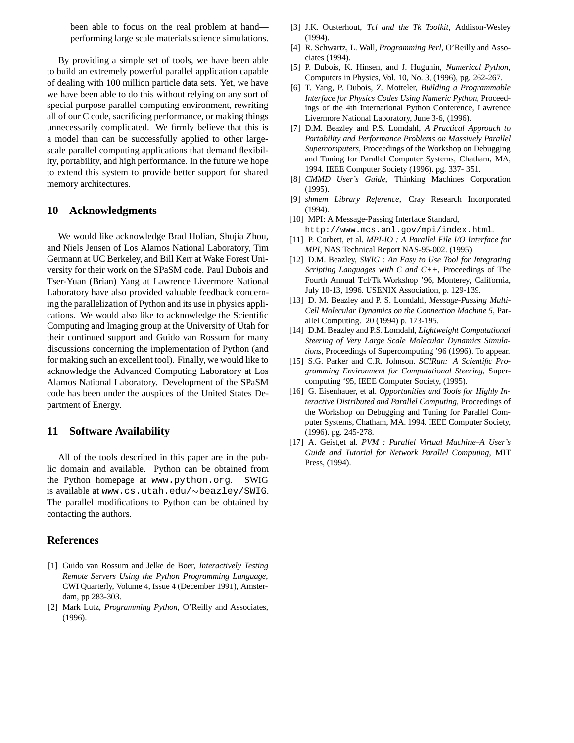been able to focus on the real problem at hand—performing large scale materials science simulations.

By providing a simple set of tools, we have been able to build an extremely powerful parallel application capable of dealing with 100 million particle data sets. Yet, we have we have been able to do this without relying on any sort of special purpose parallel computing environment, rewriting all of our C code, sacrificing performance, or making things unnecessarily complicated. We firmly believe that this is a model than can be successfully applied to other large-scale parallel computing applications that demand flexibility, portability, and high performance. In the future we hope to extend this system to provide better support for shared memory architectures.

## 10 Acknowledgments

We would like acknowledge Brad Holian, Shujia Zhou, and Niels Jensen of Los Alamos National Laboratory, Tim Germann at UC Berkeley, and Bill Kerr at Wake Forest University for their work on the SPaSM code. Paul Dubois and Tser-Yuan (Brian) Yang at Lawrence Livermore National Laboratory have also provided valuable feedback concerning the parallelization of Python and its use in physics applications. We would also like to acknowledge the Scientific Computing and Imaging group at the University of Utah for their continued support and Guido van Rossum for many discussions concerning the implementation of Python (and for making such an excellent tool). Finally, we would like to acknowledge the Advanced Computing Laboratory at Los Alamos National Laboratory. Development of the SPaSM code has been under the auspices of the United States Department of Energy.

## 11 Software Availability

All of the tools described in this paper are in the public domain and available. Python can be obtained from the Python homepage at `www.python.org`. SWIG is available at `www.cs.utah.edu/~beazley/SWIG`. The parallel modifications to Python can be obtained by contacting the authors.

## References

[1] Guido van Rossum and Jelke de Boer, *Interactively Testing Remote Servers Using the Python Programming Language*, CWI Quarterly, Volume 4, Issue 4 (December 1991), Amsterdam, pp 283-303.

[2] Mark Lutz, *Programming Python*, O'Reilly and Associates, (1996).

[3] J.K. Ousterhout, *Tcl and the Tk Toolkit*, Addison-Wesley (1994).

[4] R. Schwartz, L. Wall, *Programming Perl*, O'Reilly and Associates (1994).

[5] P. Dubois, K. Hinsen, and J. Hugunin, *Numerical Python*, Computers in Physics, Vol. 10, No. 3, (1996), pg. 262-267.

[6] T. Yang, P. Dubois, Z. Motteler, *Building a Programmable Interface for Physics Codes Using Numeric Python*, Proceedings of the 4th International Python Conference, Lawrence Livermore National Laboratory, June 3-6, (1996).

[7] D.M. Beazley and P.S. Lomdahl, *A Practical Approach to Portability and Performance Problems on Massively Parallel Supercomputers*, Proceedings of the Workshop on Debugging and Tuning for Parallel Computer Systems, Chatham, MA, 1994. IEEE Computer Society (1996). pg. 337- 351.

[8] *CMMD User's Guide*, Thinking Machines Corporation (1995).

[9] *shmem Library Reference*, Cray Research Incorporated (1994).

[10] MPI: A Message-Passing Interface Standard, `http://www.mcs.anl.gov/mpi/index.html`.

[11] P. Corbett, et al. *MPI-IO : A Parallel File I/O Interface for MPI*, NAS Technical Report NAS-95-002. (1995)

[12] D.M. Beazley, *SWIG : An Easy to Use Tool for Integrating Scripting Languages with C and C++*, Proceedings of The Fourth Annual Tcl/Tk Workshop '96, Monterey, California, July 10-13, 1996. USENIX Association, p. 129-139.

[13] D. M. Beazley and P. S. Lomdahl, *Message-Passing Multi-Cell Molecular Dynamics on the Connection Machine 5*, Parallel Computing. 20 (1994) p. 173-195.

[14] D.M. Beazley and P.S. Lomdahl, *Lightweight Computational Steering of Very Large Scale Molecular Dynamics Simulations*, Proceedings of Supercomputing '96 (1996). To appear.

[15] S.G. Parker and C.R. Johnson. *SCIRun: A Scientific Programming Environment for Computational Steering*, Supercomputing '95, IEEE Computer Society, (1995).

[16] G. Eisenhauer, et al. *Opportunities and Tools for Highly Interactive Distributed and Parallel Computing*, Proceedings of the Workshop on Debugging and Tuning for Parallel Computer Systems, Chatham, MA. 1994. IEEE Computer Society, (1996). pg. 245-278.

[17] A. Geist,et al. *PVM : Parallel Virtual Machine–A User's Guide and Tutorial for Network Parallel Computing*, MIT Press, (1994).